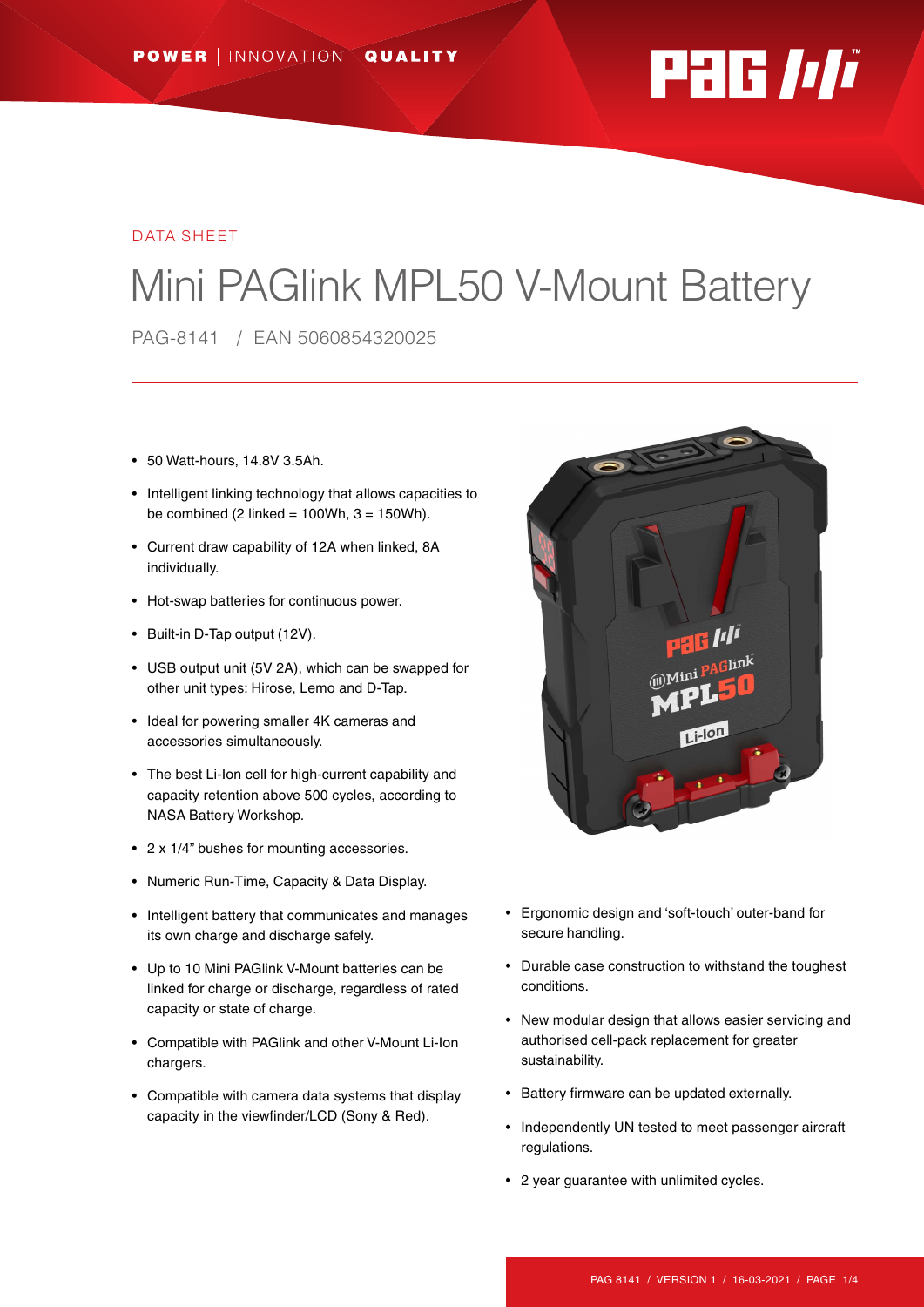POWER | INNOVATION | QUALITY

DATA SHEET

# Mini PAGlink MPL50 V-Mount Battery

PAG-8141 / EAN 5060854320025

- 50 Watt-hours, 14.8V 3.5Ah.
- Intelligent linking technology that allows capacities to be combined (2 linked = 100Wh, 3 = 150Wh).
- Current draw capability of 12A when linked, 8A individually.
- Hot-swap batteries for continuous power.
- Built-in D-Tap output (12V).
- USB output unit (5V 2A), which can be swapped for other unit types: Hirose, Lemo and D-Tap.
- Ideal for powering smaller 4K cameras and accessories simultaneously.
- The best Li-Ion cell for high-current capability and capacity retention above 500 cycles, according to NASA Battery Workshop.
- 2 x 1/4" bushes for mounting accessories.
- Numeric Run-Time, Capacity & Data Display.
- Intelligent battery that communicates and manages its own charge and discharge safely.
- Up to 10 Mini PAGlink V-Mount batteries can be linked for charge or discharge, regardless of rated capacity or state of charge.
- Compatible with PAGlink and other V-Mount Li-Ion chargers.
- Compatible with camera data systems that display capacity in the viewfinder/LCD (Sony & Red).
- Ergonomic design and 'soft-touch' outer-band for secure handling.
- Durable case construction to withstand the toughest conditions.
- New modular design that allows easier servicing and authorised cell-pack replacement for greater sustainability.
- Battery firmware can be updated externally.
- Independently UN tested to meet passenger aircraft regulations.
- 2 year guarantee with unlimited cycles.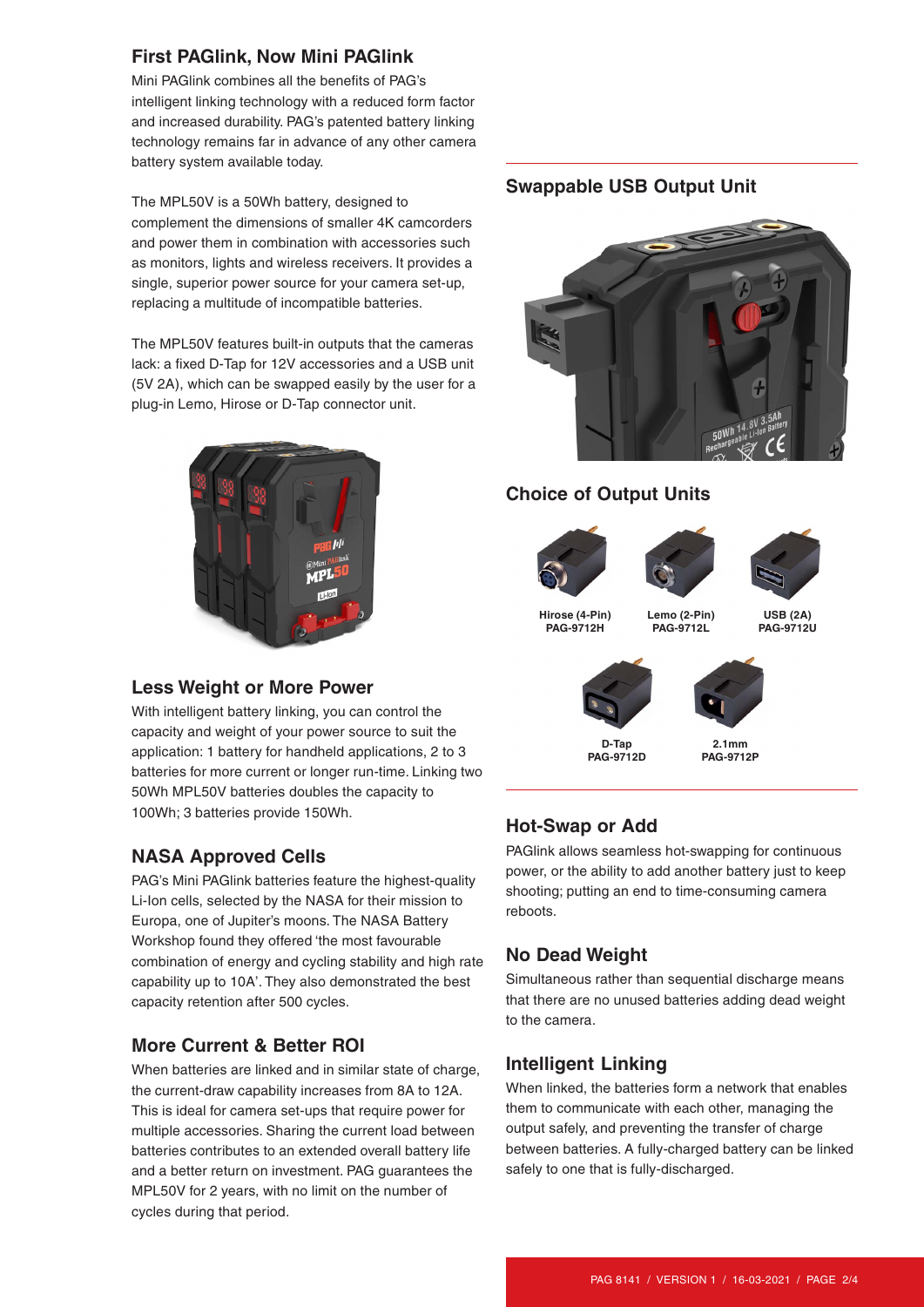## First PAGlink, Now Mini PAGlink

Mini PAGlink combines all the benefits of PAG's intelligent linking technology with a reduced form factor and increased durability. PAG's patented battery linking technology remains far in advance of any other camera battery system available today.

The MPL50V is a 50Wh battery, designed to complement the dimensions of smaller 4K camcorders and power them in combination with accessories such as monitors, lights and wireless receivers. It provides a single, superior power source for your camera set-up, replacing a multitude of incompatible batteries.

The MPL50V features built-in outputs that the cameras lack: a fixed D-Tap for 12V accessories and a USB unit (5V 2A), which can be swapped easily by the user for a plug-in Lemo, Hirose or D-Tap connector unit.

## Less Weight or More Power

With intelligent battery linking, you can control the capacity and weight of your power source to suit the application: 1 battery for handheld applications, 2 to 3 batteries for more current or longer run-time. Linking two 50Wh MPL50V batteries doubles the capacity to 100Wh; 3 batteries provide 150Wh.

## NASA Approved Cells

PAG's Mini PAGlink batteries feature the highest-quality Li-Ion cells, selected by the NASA for their mission to Europa, one of Jupiter's moons. The NASA Battery Workshop found they offered 'the most favourable combination of energy and cycling stability and high rate capability up to 10A'. They also demonstrated the best capacity retention after 500 cycles.

## More Current & Better ROI

When batteries are linked and in similar state of charge, the current-draw capability increases from 8A to 12A. This is ideal for camera set-ups that require power for multiple accessories. Sharing the current load between batteries contributes to an extended overall battery life and a better return on investment. PAG guarantees the MPL50V for 2 years, with no limit on the number of cycles during that period.

## Swappable USB Output Unit

## Choice of Output Units

Hirose (4-Pin) PAG-9712H

Lemo (2-Pin) PAG-9712L

USB (2A) PAG-9712U

D-Tap PAG-9712D

2.1mm PAG-9712P

## Hot-Swap or Add

PAGlink allows seamless hot-swapping for continuous power, or the ability to add another battery just to keep shooting; putting an end to time-consuming camera reboots.

## No Dead Weight

Simultaneous rather than sequential discharge means that there are no unused batteries adding dead weight to the camera.

## Intelligent Linking

When linked, the batteries form a network that enables them to communicate with each other, managing the output safely, and preventing the transfer of charge between batteries. A fully-charged battery can be linked safely to one that is fully-discharged.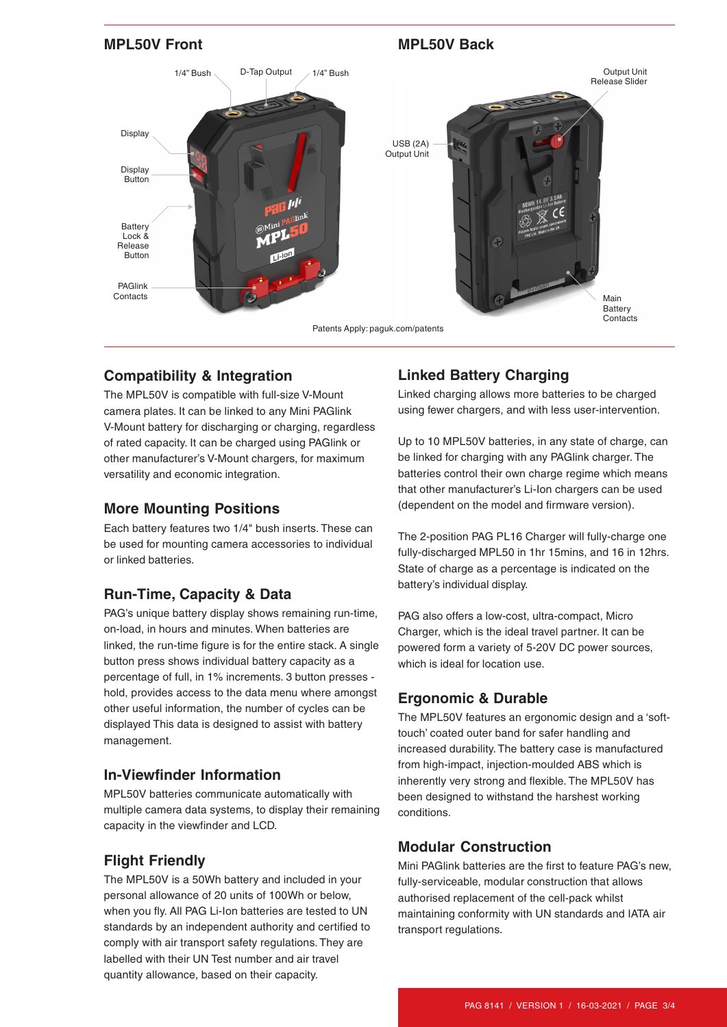## MPL50V Front

## MPL50V Back

1/4" Bush
D-Tap Output
1/4" Bush
Display
Display Button
Battery Lock & Release Button
PAGlink Contacts

Output Unit Release Slider
USB (2A) Output Unit
Main Battery Contacts

Patents Apply: paguk.com/patents

### Compatibility & Integration

The MPL50V is compatible with full-size V-Mount camera plates. It can be linked to any Mini PAGlink V-Mount battery for discharging or charging, regardless of rated capacity. It can be charged using PAGlink or other manufacturer's V-Mount chargers, for maximum versatility and economic integration.

### More Mounting Positions

Each battery features two 1/4" bush inserts. These can be used for mounting camera accessories to individual or linked batteries.

### Run-Time, Capacity & Data

PAG's unique battery display shows remaining run-time, on-load, in hours and minutes. When batteries are linked, the run-time figure is for the entire stack. A single button press shows individual battery capacity as a percentage of full, in 1% increments. 3 button presses - hold, provides access to the data menu where amongst other useful information, the number of cycles can be displayed This data is designed to assist with battery management.

### In-Viewfinder Information

MPL50V batteries communicate automatically with multiple camera data systems, to display their remaining capacity in the viewfinder and LCD.

### Flight Friendly

The MPL50V is a 50Wh battery and included in your personal allowance of 20 units of 100Wh or below, when you fly. All PAG Li-Ion batteries are tested to UN standards by an independent authority and certified to comply with air transport safety regulations. They are labelled with their UN Test number and air travel quantity allowance, based on their capacity.

### Linked Battery Charging

Linked charging allows more batteries to be charged using fewer chargers, and with less user-intervention.

Up to 10 MPL50V batteries, in any state of charge, can be linked for charging with any PAGlink charger. The batteries control their own charge regime which means that other manufacturer's Li-Ion chargers can be used (dependent on the model and firmware version).

The 2-position PAG PL16 Charger will fully-charge one fully-discharged MPL50 in 1hr 15mins, and 16 in 12hrs. State of charge as a percentage is indicated on the battery's individual display.

PAG also offers a low-cost, ultra-compact, Micro Charger, which is the ideal travel partner. It can be powered form a variety of 5-20V DC power sources, which is ideal for location use.

### Ergonomic & Durable

The MPL50V features an ergonomic design and a 'soft-touch' coated outer band for safer handling and increased durability. The battery case is manufactured from high-impact, injection-moulded ABS which is inherently very strong and flexible. The MPL50V has been designed to withstand the harshest working conditions.

### Modular Construction

Mini PAGlink batteries are the first to feature PAG's new, fully-serviceable, modular construction that allows authorised replacement of the cell-pack whilst maintaining conformity with UN standards and IATA air transport regulations.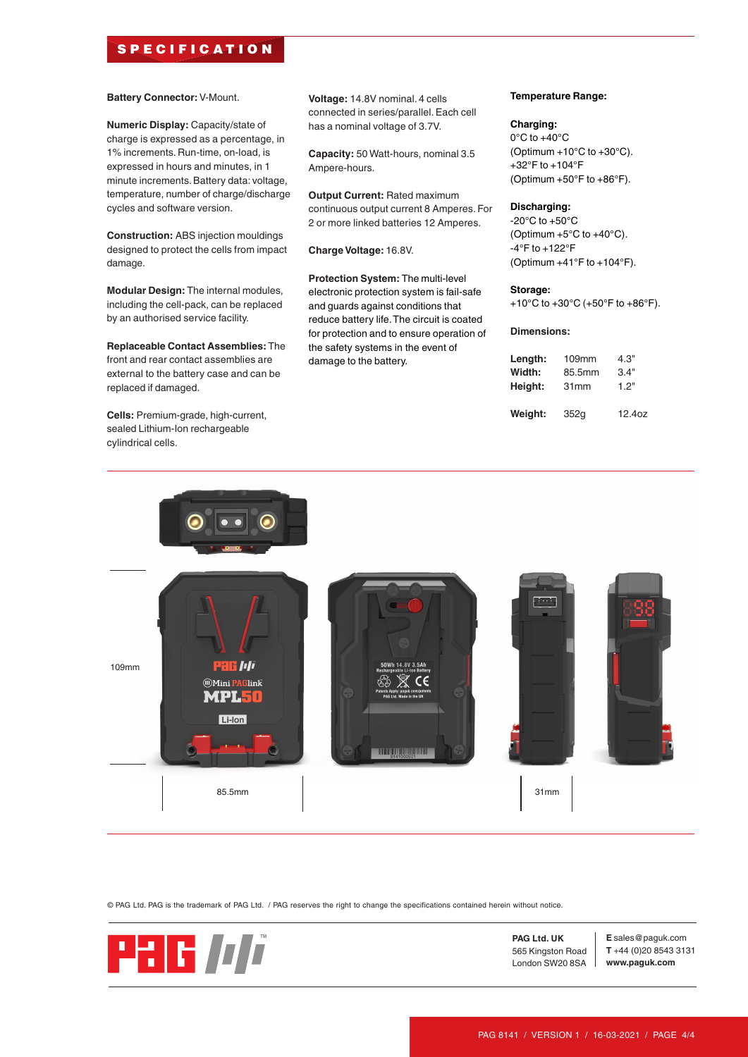# SPECIFICATION

**Battery Connector:** V-Mount.

**Numeric Display:** Capacity/state of charge is expressed as a percentage, in 1% increments. Run-time, on-load, is expressed in hours and minutes, in 1 minute increments. Battery data: voltage, temperature, number of charge/discharge cycles and software version.

**Construction:** ABS injection mouldings designed to protect the cells from impact damage.

**Modular Design:** The internal modules, including the cell-pack, can be replaced by an authorised service facility.

**Replaceable Contact Assemblies:** The front and rear contact assemblies are external to the battery case and can be replaced if damaged.

**Cells:** Premium-grade, high-current, sealed Lithium-Ion rechargeable cylindrical cells.

**Voltage:** 14.8V nominal. 4 cells connected in series/parallel. Each cell has a nominal voltage of 3.7V.

**Capacity:** 50 Watt-hours, nominal 3.5 Ampere-hours.

**Output Current:** Rated maximum continuous output current 8 Amperes. For 2 or more linked batteries 12 Amperes.

**Charge Voltage:** 16.8V.

**Protection System:** The multi-level electronic protection system is fail-safe and guards against conditions that reduce battery life. The circuit is coated for protection and to ensure operation of the safety systems in the event of damage to the battery.

**Temperature Range:**

**Charging:**
0°C to +40°C
(Optimum +10°C to +30°C).
+32°F to +104°F
(Optimum +50°F to +86°F).

**Discharging:**
-20°C to +50°C
(Optimum +5°C to +40°C).
-4°F to +122°F
(Optimum +41°F to +104°F).

**Storage:**
+10°C to +30°C (+50°F to +86°F).

**Dimensions:**

| | | |
|---|---|---|
| **Length:** | 109mm | 4.3" |
| **Width:** | 85.5mm | 3.4" |
| **Height:** | 31mm | 1.2" |
| **Weight:** | 352g | 12.4oz |

109mm

85.5mm

31mm

© PAG Ltd. PAG is the trademark of PAG Ltd. / PAG reserves the right to change the specifications contained herein without notice.

**PAG Ltd. UK**
565 Kingston Road
London SW20 8SA

**E** sales@paguk.com
**T** +44 (0)20 8543 3131
**www.paguk.com**

PAG 8141 / VERSION 1 / 16-03-2021